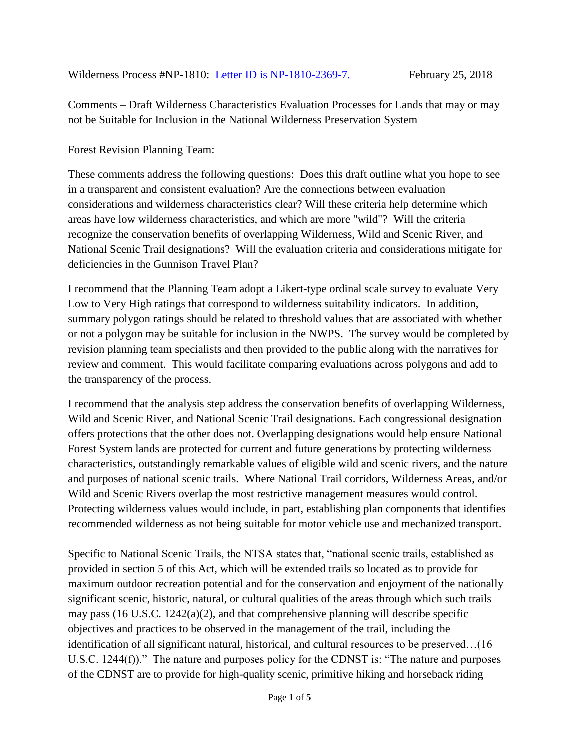Wilderness Process #NP-1810: Letter ID is NP-1810-2369-7. February 25, 2018

Comments – Draft Wilderness Characteristics Evaluation Processes for Lands that may or may not be Suitable for Inclusion in the National Wilderness Preservation System

Forest Revision Planning Team:

These comments address the following questions: Does this draft outline what you hope to see in a transparent and consistent evaluation? Are the connections between evaluation considerations and wilderness characteristics clear? Will these criteria help determine which areas have low wilderness characteristics, and which are more "wild"? Will the criteria recognize the conservation benefits of overlapping Wilderness, Wild and Scenic River, and National Scenic Trail designations? Will the evaluation criteria and considerations mitigate for deficiencies in the Gunnison Travel Plan?

I recommend that the Planning Team adopt a Likert-type ordinal scale survey to evaluate Very Low to Very High ratings that correspond to wilderness suitability indicators. In addition, summary polygon ratings should be related to threshold values that are associated with whether or not a polygon may be suitable for inclusion in the NWPS. The survey would be completed by revision planning team specialists and then provided to the public along with the narratives for review and comment. This would facilitate comparing evaluations across polygons and add to the transparency of the process.

I recommend that the analysis step address the conservation benefits of overlapping Wilderness, Wild and Scenic River, and National Scenic Trail designations. Each congressional designation offers protections that the other does not. Overlapping designations would help ensure National Forest System lands are protected for current and future generations by protecting wilderness characteristics, outstandingly remarkable values of eligible wild and scenic rivers, and the nature and purposes of national scenic trails. Where National Trail corridors, Wilderness Areas, and/or Wild and Scenic Rivers overlap the most restrictive management measures would control. Protecting wilderness values would include, in part, establishing plan components that identifies recommended wilderness as not being suitable for motor vehicle use and mechanized transport.

Specific to National Scenic Trails, the NTSA states that, "national scenic trails, established as provided in section 5 of this Act, which will be extended trails so located as to provide for maximum outdoor recreation potential and for the conservation and enjoyment of the nationally significant scenic, historic, natural, or cultural qualities of the areas through which such trails may pass (16 U.S.C. 1242(a)(2), and that comprehensive planning will describe specific objectives and practices to be observed in the management of the trail, including the identification of all significant natural, historical, and cultural resources to be preserved…(16 U.S.C. 1244(f))." The nature and purposes policy for the CDNST is: "The nature and purposes of the CDNST are to provide for high-quality scenic, primitive hiking and horseback riding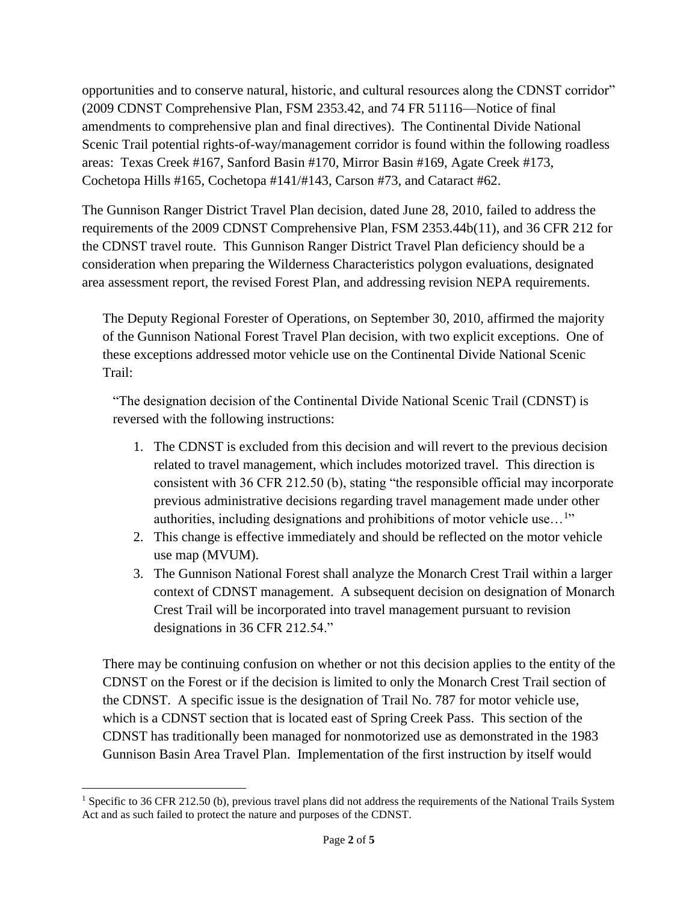opportunities and to conserve natural, historic, and cultural resources along the CDNST corridor" (2009 CDNST Comprehensive Plan, FSM 2353.42, and 74 FR 51116—Notice of final amendments to comprehensive plan and final directives). The Continental Divide National Scenic Trail potential rights-of-way/management corridor is found within the following roadless areas: Texas Creek #167, Sanford Basin #170, Mirror Basin #169, Agate Creek #173, Cochetopa Hills #165, Cochetopa #141/#143, Carson #73, and Cataract #62.

The Gunnison Ranger District Travel Plan decision, dated June 28, 2010, failed to address the requirements of the 2009 CDNST Comprehensive Plan, FSM 2353.44b(11), and 36 CFR 212 for the CDNST travel route. This Gunnison Ranger District Travel Plan deficiency should be a consideration when preparing the Wilderness Characteristics polygon evaluations, designated area assessment report, the revised Forest Plan, and addressing revision NEPA requirements.

> The Deputy Regional Forester of Operations, on September 30, 2010, affirmed the majority of the Gunnison National Forest Travel Plan decision, with two explicit exceptions. One of these exceptions addressed motor vehicle use on the Continental Divide National Scenic Trail:
>
> > "The designation decision of the Continental Divide National Scenic Trail (CDNST) is reversed with the following instructions:
> >
> > 1. The CDNST is excluded from this decision and will revert to the previous decision related to travel management, which includes motorized travel. This direction is consistent with 36 CFR 212.50 (b), stating "the responsible official may incorporate previous administrative decisions regarding travel management made under other authorities, including designations and prohibitions of motor vehicle use…[1]"
> > 2. This change is effective immediately and should be reflected on the motor vehicle use map (MVUM).
> > 3. The Gunnison National Forest shall analyze the Monarch Crest Trail within a larger context of CDNST management. A subsequent decision on designation of Monarch Crest Trail will be incorporated into travel management pursuant to revision designations in 36 CFR 212.54."
>
> There may be continuing confusion on whether or not this decision applies to the entity of the CDNST on the Forest or if the decision is limited to only the Monarch Crest Trail section of the CDNST. A specific issue is the designation of Trail No. 787 for motor vehicle use, which is a CDNST section that is located east of Spring Creek Pass. This section of the CDNST has traditionally been managed for nonmotorized use as demonstrated in the 1983 Gunnison Basin Area Travel Plan. Implementation of the first instruction by itself would

[1] Specific to 36 CFR 212.50 (b), previous travel plans did not address the requirements of the National Trails System Act and as such failed to protect the nature and purposes of the CDNST.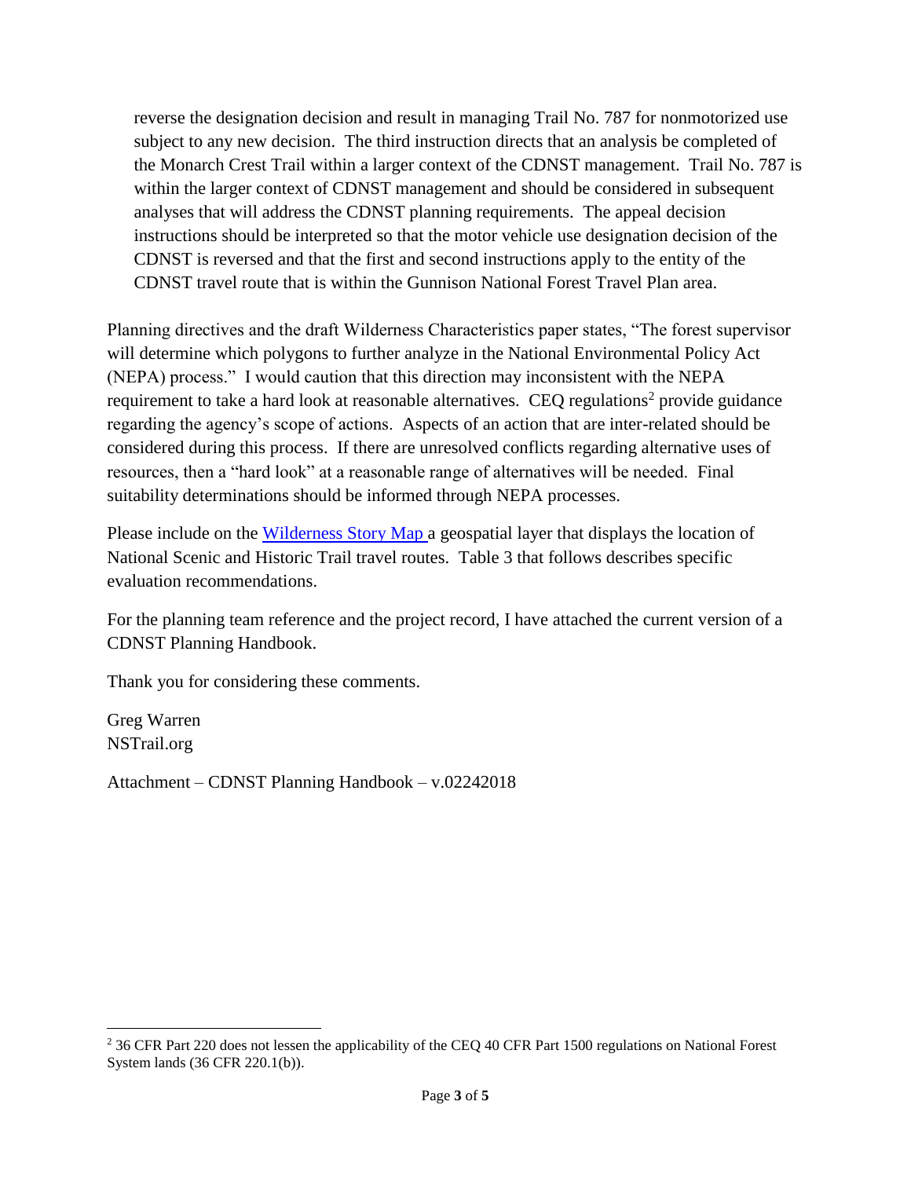> reverse the designation decision and result in managing Trail No. 787 for nonmotorized use subject to any new decision. The third instruction directs that an analysis be completed of the Monarch Crest Trail within a larger context of the CDNST management. Trail No. 787 is within the larger context of CDNST management and should be considered in subsequent analyses that will address the CDNST planning requirements. The appeal decision instructions should be interpreted so that the motor vehicle use designation decision of the CDNST is reversed and that the first and second instructions apply to the entity of the CDNST travel route that is within the Gunnison National Forest Travel Plan area.

Planning directives and the draft Wilderness Characteristics paper states, "The forest supervisor will determine which polygons to further analyze in the National Environmental Policy Act (NEPA) process." I would caution that this direction may inconsistent with the NEPA requirement to take a hard look at reasonable alternatives. CEQ regulations[2] provide guidance regarding the agency's scope of actions. Aspects of an action that are inter-related should be considered during this process. If there are unresolved conflicts regarding alternative uses of resources, then a "hard look" at a reasonable range of alternatives will be needed. Final suitability determinations should be informed through NEPA processes.

Please include on the [Wilderness Story Map](#) a geospatial layer that displays the location of National Scenic and Historic Trail travel routes. Table 3 that follows describes specific evaluation recommendations.

For the planning team reference and the project record, I have attached the current version of a CDNST Planning Handbook.

Thank you for considering these comments.

Greg Warren
NSTrail.org

Attachment – CDNST Planning Handbook – v.02242018

---

[2] 36 CFR Part 220 does not lessen the applicability of the CEQ 40 CFR Part 1500 regulations on National Forest System lands (36 CFR 220.1(b)).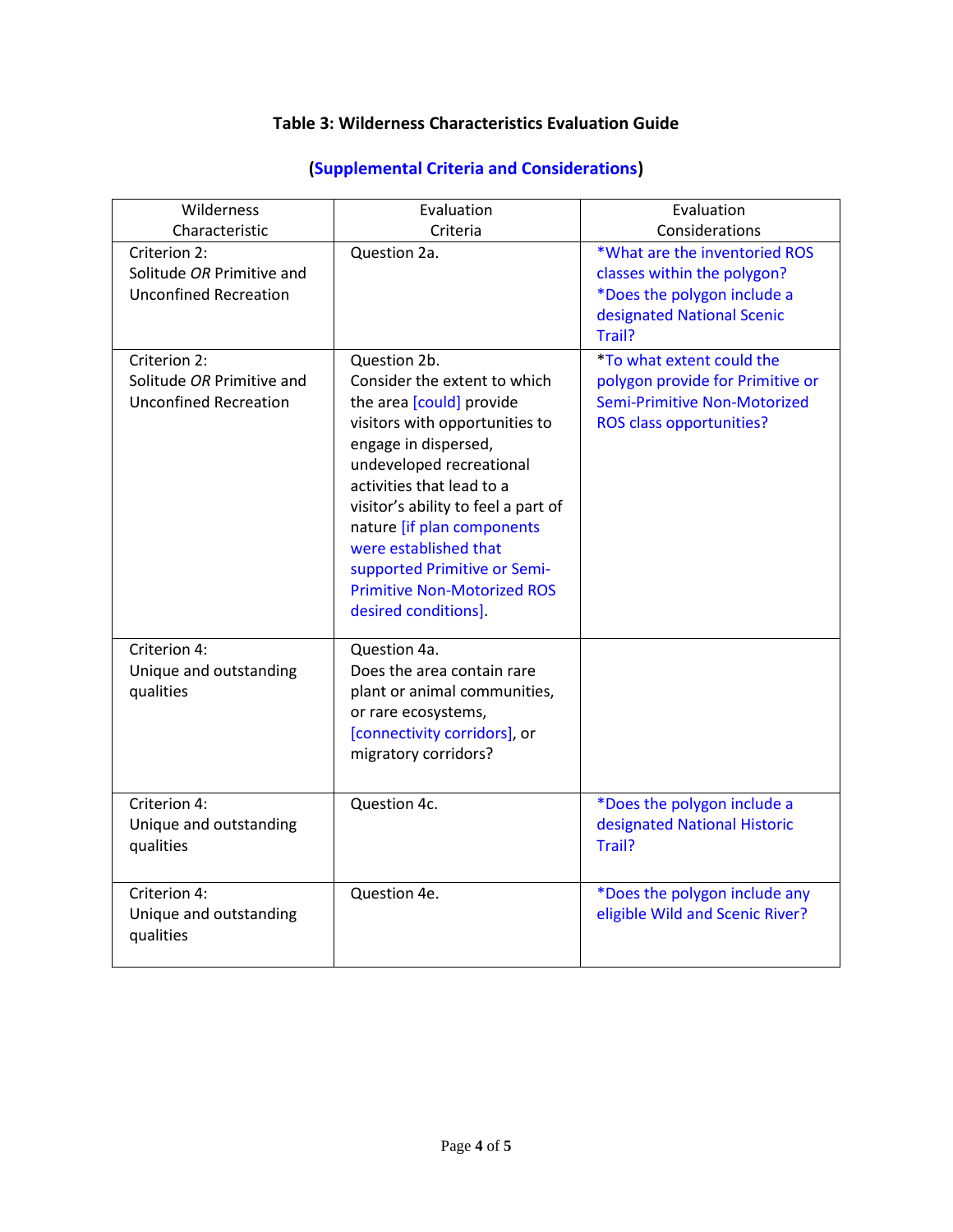**Table 3: Wilderness Characteristics Evaluation Guide**

**(Supplemental Criteria and Considerations)**

| Wilderness Characteristic | Evaluation Criteria | Evaluation Considerations |
|---|---|---|
| Criterion 2: Solitude *OR* Primitive and Unconfined Recreation | Question 2a. | *What are the inventoried ROS classes within the polygon? *Does the polygon include a designated National Scenic Trail? |
| Criterion 2: Solitude *OR* Primitive and Unconfined Recreation | Question 2b. Consider the extent to which the area [could] provide visitors with opportunities to engage in dispersed, undeveloped recreational activities that lead to a visitor's ability to feel a part of nature [if plan components were established that supported Primitive or Semi-Primitive Non-Motorized ROS desired conditions]. | *To what extent could the polygon provide for Primitive or Semi-Primitive Non-Motorized ROS class opportunities? |
| Criterion 4: Unique and outstanding qualities | Question 4a. Does the area contain rare plant or animal communities, or rare ecosystems, [connectivity corridors], or migratory corridors? | |
| Criterion 4: Unique and outstanding qualities | Question 4c. | *Does the polygon include a designated National Historic Trail? |
| Criterion 4: Unique and outstanding qualities | Question 4e. | *Does the polygon include any eligible Wild and Scenic River? |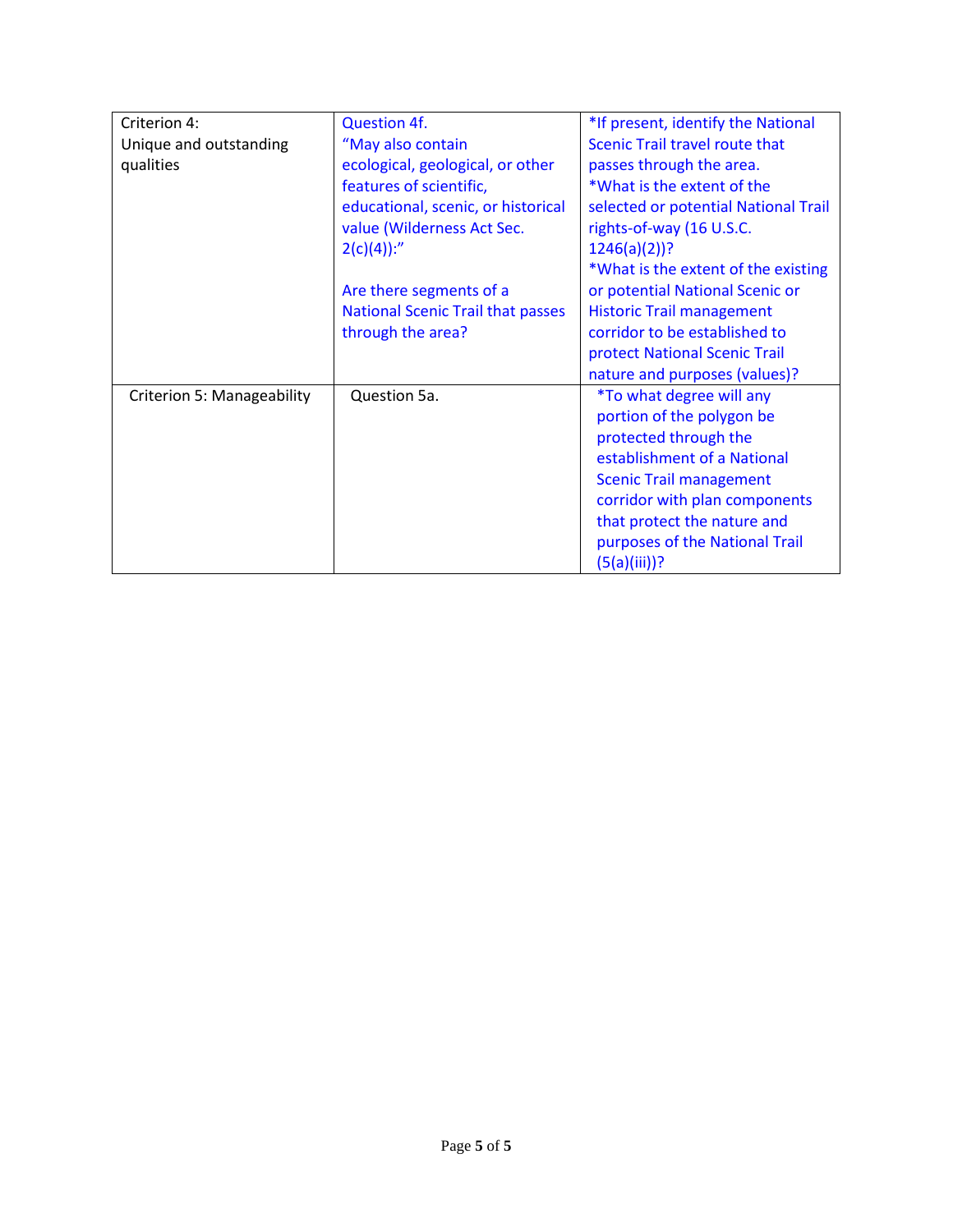| | | |
|---|---|---|
| Criterion 4: Unique and outstanding qualities | Question 4f. "May also contain ecological, geological, or other features of scientific, educational, scenic, or historical value (Wilderness Act Sec. 2(c)(4)):"<br><br>Are there segments of a National Scenic Trail that passes through the area? | *If present, identify the National Scenic Trail travel route that passes through the area.<br>*What is the extent of the selected or potential National Trail rights-of-way (16 U.S.C. 1246(a)(2))?<br>*What is the extent of the existing or potential National Scenic or Historic Trail management corridor to be established to protect National Scenic Trail nature and purposes (values)? |
| Criterion 5: Manageability | Question 5a. | *To what degree will any portion of the polygon be protected through the establishment of a National Scenic Trail management corridor with plan components that protect the nature and purposes of the National Trail (5(a)(iii))? |